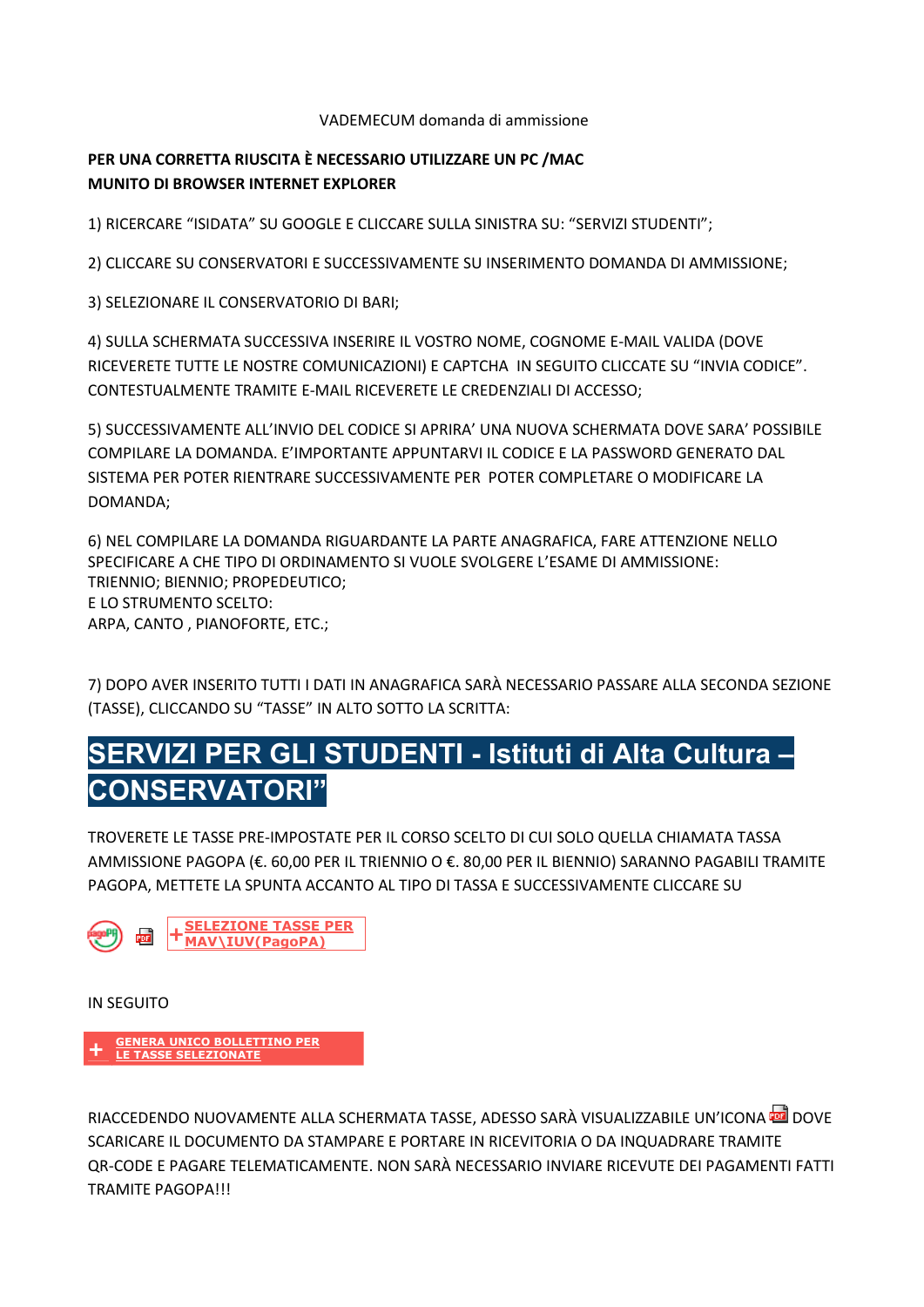VADEMECUM domanda di ammissione

**PER UNA CORRETTA RIUSCITA È NECESSARIO UTILIZZARE UN PC /MAC MUNITO DI BROWSER INTERNET EXPLORER**

1) RICERCARE "ISIDATA" SU GOOGLE E CLICCARE SULLA SINISTRA SU: "SERVIZI STUDENTI";

2) CLICCARE SU CONSERVATORI E SUCCESSIVAMENTE SU INSERIMENTO DOMANDA DI AMMISSIONE;

3) SELEZIONARE IL CONSERVATORIO DI BARI;

4) SULLA SCHERMATA SUCCESSIVA INSERIRE IL VOSTRO NOME, COGNOME E-MAIL VALIDA (DOVE RICEVERETE TUTTE LE NOSTRE COMUNICAZIONI) E CAPTCHA IN SEGUITO CLICCATE SU "INVIA CODICE". CONTESTUALMENTE TRAMITE E-MAIL RICEVERETE LE CREDENZIALI DI ACCESSO;

5) SUCCESSIVAMENTE ALL'INVIO DEL CODICE SI APRIRA' UNA NUOVA SCHERMATA DOVE SARA' POSSIBILE COMPILARE LA DOMANDA. E'IMPORTANTE APPUNTARVI IL CODICE E LA PASSWORD GENERATO DAL SISTEMA PER POTER RIENTRARE SUCCESSIVAMENTE PER POTER COMPLETARE O MODIFICARE LA DOMANDA;

6) NEL COMPILARE LA DOMANDA RIGUARDANTE LA PARTE ANAGRAFICA, FARE ATTENZIONE NELLO SPECIFICARE A CHE TIPO DI ORDINAMENTO SI VUOLE SVOLGERE L'ESAME DI AMMISSIONE:
TRIENNIO; BIENNIO; PROPEDEUTICO;
E LO STRUMENTO SCELTO:
ARPA, CANTO , PIANOFORTE, ETC.;

7) DOPO AVER INSERITO TUTTI I DATI IN ANAGRAFICA SARÀ NECESSARIO PASSARE ALLA SECONDA SEZIONE (TASSE), CLICCANDO SU "TASSE" IN ALTO SOTTO LA SCRITTA:

# SERVIZI PER GLI STUDENTI - Istituti di Alta Cultura – CONSERVATORI"

TROVERETE LE TASSE PRE-IMPOSTATE PER IL CORSO SCELTO DI CUI SOLO QUELLA CHIAMATA TASSA AMMISSIONE PAGOPA (€. 60,00 PER IL TRIENNIO O €. 80,00 PER IL BIENNIO) SARANNO PAGABILI TRAMITE PAGOPA, METTETE LA SPUNTA ACCANTO AL TIPO DI TASSA E SUCCESSIVAMENTE CLICCARE SU

**+ SELEZIONE TASSE PER MAV\IUV(PagoPA)**

IN SEGUITO

**+ GENERA UNICO BOLLETTINO PER LE TASSE SELEZIONATE**

RIACCEDENDO NUOVAMENTE ALLA SCHERMATA TASSE, ADESSO SARÀ VISUALIZZABILE UN'ICONA DOVE SCARICARE IL DOCUMENTO DA STAMPARE E PORTARE IN RICEVITORIA O DA INQUADRARE TRAMITE QR-CODE E PAGARE TELEMATICAMENTE. NON SARÀ NECESSARIO INVIARE RICEVUTE DEI PAGAMENTI FATTI TRAMITE PAGOPA!!!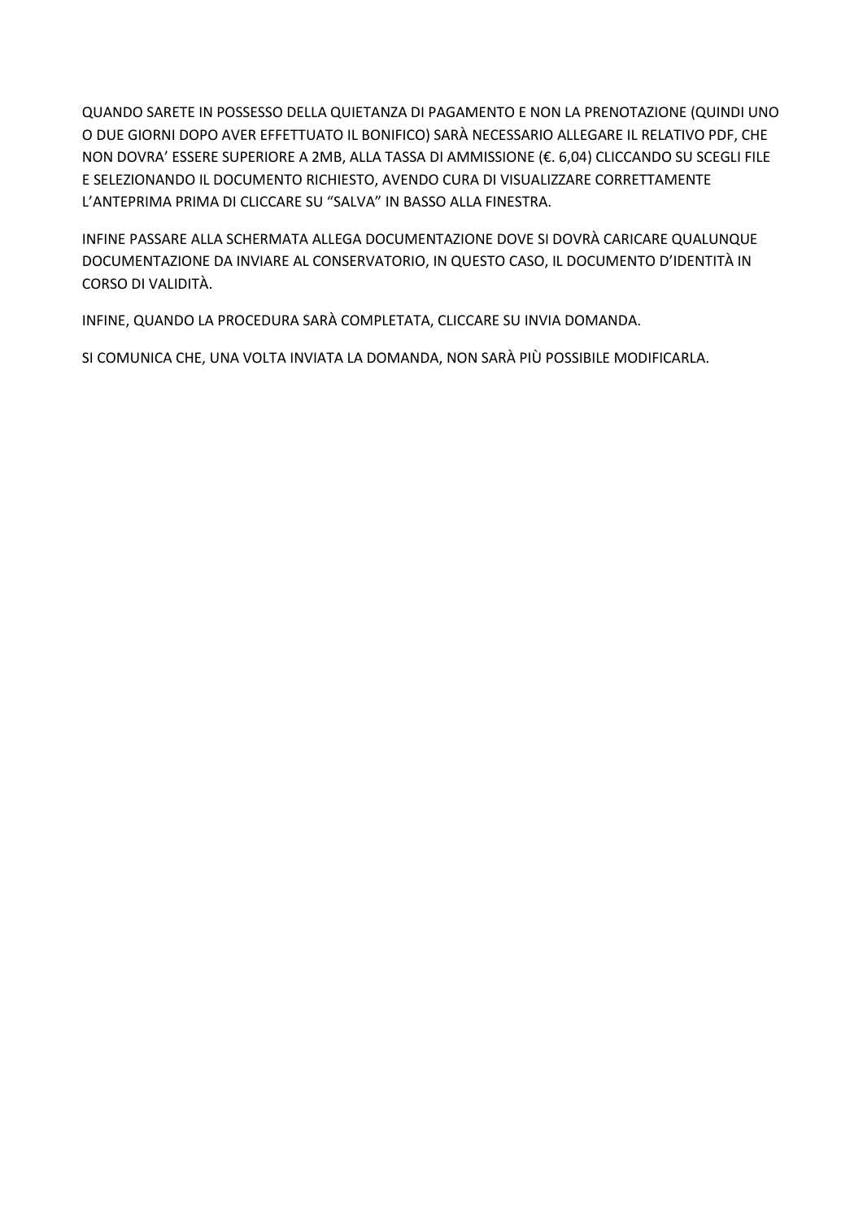QUANDO SARETE IN POSSESSO DELLA QUIETANZA DI PAGAMENTO E NON LA PRENOTAZIONE (QUINDI UNO O DUE GIORNI DOPO AVER EFFETTUATO IL BONIFICO) SARÀ NECESSARIO ALLEGARE IL RELATIVO PDF, CHE NON DOVRA' ESSERE SUPERIORE A 2MB, ALLA TASSA DI AMMISSIONE (€. 6,04) CLICCANDO SU SCEGLI FILE E SELEZIONANDO IL DOCUMENTO RICHIESTO, AVENDO CURA DI VISUALIZZARE CORRETTAMENTE L'ANTEPRIMA PRIMA DI CLICCARE SU "SALVA" IN BASSO ALLA FINESTRA.

INFINE PASSARE ALLA SCHERMATA ALLEGA DOCUMENTAZIONE DOVE SI DOVRÀ CARICARE QUALUNQUE DOCUMENTAZIONE DA INVIARE AL CONSERVATORIO, IN QUESTO CASO, IL DOCUMENTO D'IDENTITÀ IN CORSO DI VALIDITÀ.

INFINE, QUANDO LA PROCEDURA SARÀ COMPLETATA, CLICCARE SU INVIA DOMANDA.

SI COMUNICA CHE, UNA VOLTA INVIATA LA DOMANDA, NON SARÀ PIÙ POSSIBILE MODIFICARLA.